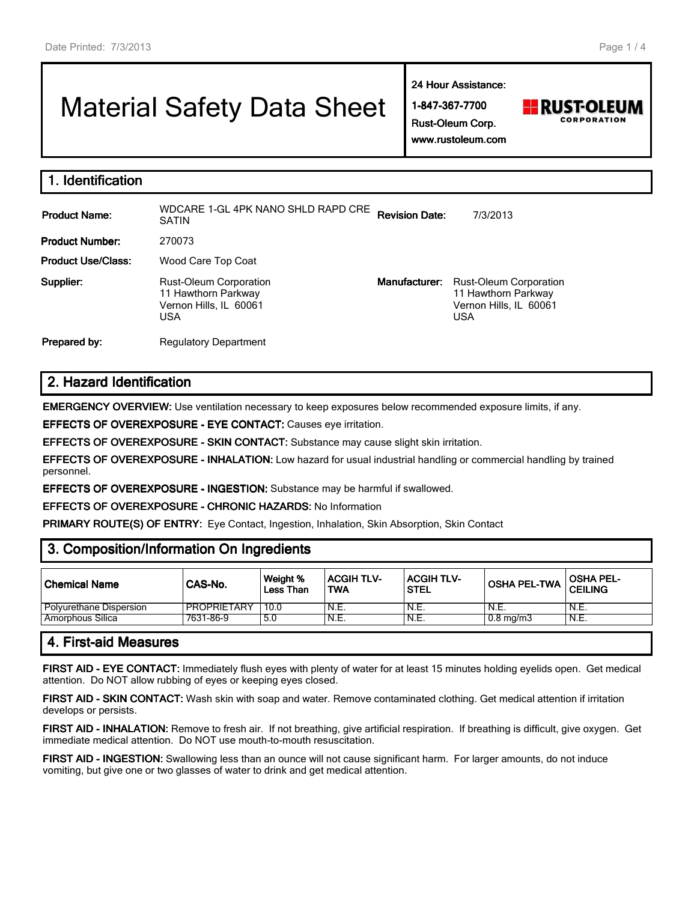# Material Safety Data Sheet

**24 Hour Assistance:**

**1-847-367-7700**

**Rust-Oleum Corp.**

**www.rustoleum.com**

## 1. Identification

| | | | |
|---|---|---|---|
| **Product Name:** | WDCARE 1-GL 4PK NANO SHLD RAPD CRE SATIN | **Revision Date:** | 7/3/2013 |
| **Product Number:** | 270073 | | |
| **Product Use/Class:** | Wood Care Top Coat | | |
| **Supplier:** | Rust-Oleum Corporation<br>11 Hawthorn Parkway<br>Vernon Hills, IL 60061<br>USA | **Manufacturer:** | Rust-Oleum Corporation<br>11 Hawthorn Parkway<br>Vernon Hills, IL 60061<br>USA |
| **Prepared by:** | Regulatory Department | | |

## 2. Hazard Identification

**EMERGENCY OVERVIEW:** Use ventilation necessary to keep exposures below recommended exposure limits, if any.

**EFFECTS OF OVEREXPOSURE - EYE CONTACT:** Causes eye irritation.

**EFFECTS OF OVEREXPOSURE - SKIN CONTACT:** Substance may cause slight skin irritation.

**EFFECTS OF OVEREXPOSURE - INHALATION:** Low hazard for usual industrial handling or commercial handling by trained personnel.

**EFFECTS OF OVEREXPOSURE - INGESTION:** Substance may be harmful if swallowed.

**EFFECTS OF OVEREXPOSURE - CHRONIC HAZARDS:** No Information

**PRIMARY ROUTE(S) OF ENTRY:** Eye Contact, Ingestion, Inhalation, Skin Absorption, Skin Contact

## 3. Composition/Information On Ingredients

| Chemical Name | CAS-No. | Weight % Less Than | ACGIH TLV-TWA | ACGIH TLV-STEL | OSHA PEL-TWA | OSHA PEL-CEILING |
|---|---|---|---|---|---|---|
| Polyurethane Dispersion | PROPRIETARY | 10.0 | N.E. | N.E. | N.E. | N.E. |
| Amorphous Silica | 7631-86-9 | 5.0 | N.E. | N.E. | 0.8 mg/m3 | N.E. |

## 4. First-aid Measures

**FIRST AID - EYE CONTACT:** Immediately flush eyes with plenty of water for at least 15 minutes holding eyelids open. Get medical attention. Do NOT allow rubbing of eyes or keeping eyes closed.

**FIRST AID - SKIN CONTACT:** Wash skin with soap and water. Remove contaminated clothing. Get medical attention if irritation develops or persists.

**FIRST AID - INHALATION:** Remove to fresh air. If not breathing, give artificial respiration. If breathing is difficult, give oxygen. Get immediate medical attention. Do NOT use mouth-to-mouth resuscitation.

**FIRST AID - INGESTION:** Swallowing less than an ounce will not cause significant harm. For larger amounts, do not induce vomiting, but give one or two glasses of water to drink and get medical attention.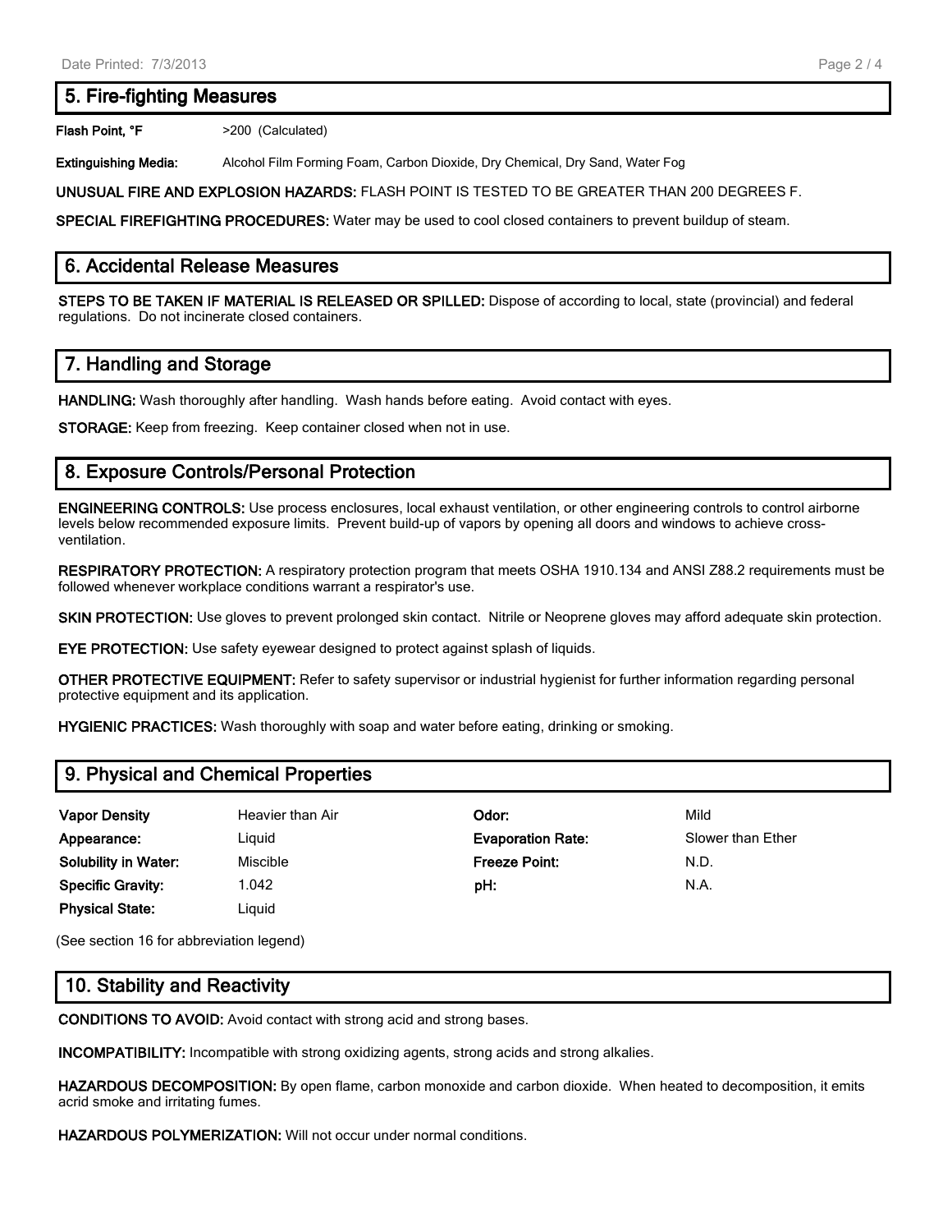## 5. Fire-fighting Measures

**Flash Point, °F** >200 (Calculated)

**Extinguishing Media:** Alcohol Film Forming Foam, Carbon Dioxide, Dry Chemical, Dry Sand, Water Fog

**UNUSUAL FIRE AND EXPLOSION HAZARDS:** FLASH POINT IS TESTED TO BE GREATER THAN 200 DEGREES F.

**SPECIAL FIREFIGHTING PROCEDURES:** Water may be used to cool closed containers to prevent buildup of steam.

## 6. Accidental Release Measures

**STEPS TO BE TAKEN IF MATERIAL IS RELEASED OR SPILLED:** Dispose of according to local, state (provincial) and federal regulations. Do not incinerate closed containers.

## 7. Handling and Storage

**HANDLING:** Wash thoroughly after handling. Wash hands before eating. Avoid contact with eyes.

**STORAGE:** Keep from freezing. Keep container closed when not in use.

## 8. Exposure Controls/Personal Protection

**ENGINEERING CONTROLS:** Use process enclosures, local exhaust ventilation, or other engineering controls to control airborne levels below recommended exposure limits. Prevent build-up of vapors by opening all doors and windows to achieve cross-ventilation.

**RESPIRATORY PROTECTION:** A respiratory protection program that meets OSHA 1910.134 and ANSI Z88.2 requirements must be followed whenever workplace conditions warrant a respirator's use.

**SKIN PROTECTION:** Use gloves to prevent prolonged skin contact. Nitrile or Neoprene gloves may afford adequate skin protection.

**EYE PROTECTION:** Use safety eyewear designed to protect against splash of liquids.

**OTHER PROTECTIVE EQUIPMENT:** Refer to safety supervisor or industrial hygienist for further information regarding personal protective equipment and its application.

**HYGIENIC PRACTICES:** Wash thoroughly with soap and water before eating, drinking or smoking.

## 9. Physical and Chemical Properties

| | | | |
|---|---|---|---|
| **Vapor Density** | Heavier than Air | **Odor:** | Mild |
| **Appearance:** | Liquid | **Evaporation Rate:** | Slower than Ether |
| **Solubility in Water:** | Miscible | **Freeze Point:** | N.D. |
| **Specific Gravity:** | 1.042 | **pH:** | N.A. |
| **Physical State:** | Liquid | | |

(See section 16 for abbreviation legend)

## 10. Stability and Reactivity

**CONDITIONS TO AVOID:** Avoid contact with strong acid and strong bases.

**INCOMPATIBILITY:** Incompatible with strong oxidizing agents, strong acids and strong alkalies.

**HAZARDOUS DECOMPOSITION:** By open flame, carbon monoxide and carbon dioxide. When heated to decomposition, it emits acrid smoke and irritating fumes.

**HAZARDOUS POLYMERIZATION:** Will not occur under normal conditions.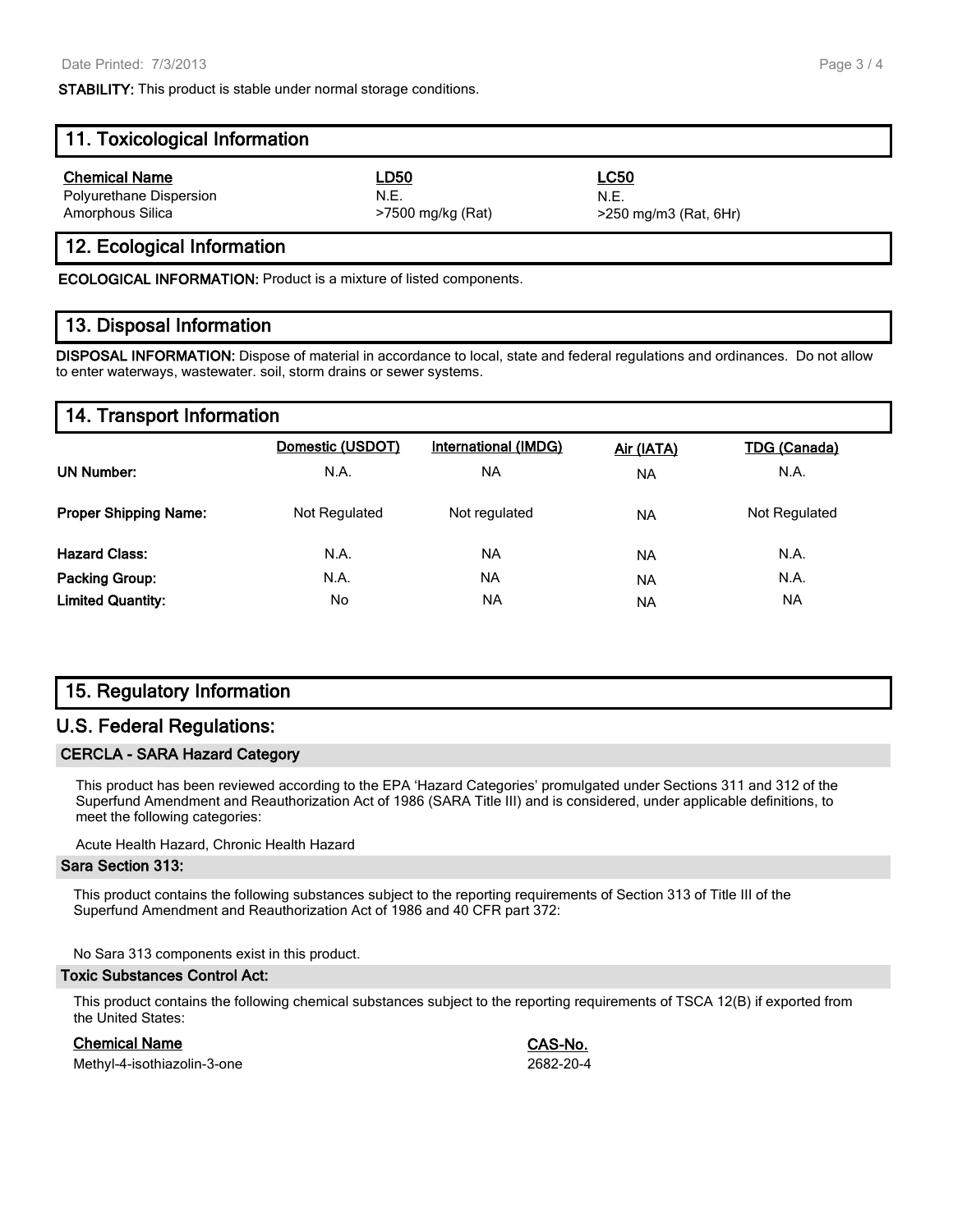**STABILITY:** This product is stable under normal storage conditions.

## 11. Toxicological Information

| Chemical Name | LD50 | LC50 |
|---|---|---|
| Polyurethane Dispersion | N.E. | N.E. |
| Amorphous Silica | >7500 mg/kg (Rat) | >250 mg/m3 (Rat, 6Hr) |

## 12. Ecological Information

**ECOLOGICAL INFORMATION:** Product is a mixture of listed components.

## 13. Disposal Information

**DISPOSAL INFORMATION:** Dispose of material in accordance to local, state and federal regulations and ordinances. Do not allow to enter waterways, wastewater. soil, storm drains or sewer systems.

## 14. Transport Information

| | Domestic (USDOT) | International (IMDG) | Air (IATA) | TDG (Canada) |
|---|---|---|---|---|
| **UN Number:** | N.A. | NA | NA | N.A. |
| **Proper Shipping Name:** | Not Regulated | Not regulated | NA | Not Regulated |
| **Hazard Class:** | N.A. | NA | NA | N.A. |
| **Packing Group:** | N.A. | NA | NA | N.A. |
| **Limited Quantity:** | No | NA | NA | NA |

## 15. Regulatory Information

## U.S. Federal Regulations:

### CERCLA - SARA Hazard Category

This product has been reviewed according to the EPA 'Hazard Categories' promulgated under Sections 311 and 312 of the Superfund Amendment and Reauthorization Act of 1986 (SARA Title III) and is considered, under applicable definitions, to meet the following categories:

Acute Health Hazard, Chronic Health Hazard

### Sara Section 313:

This product contains the following substances subject to the reporting requirements of Section 313 of Title III of the Superfund Amendment and Reauthorization Act of 1986 and 40 CFR part 372:

No Sara 313 components exist in this product.

### Toxic Substances Control Act:

This product contains the following chemical substances subject to the reporting requirements of TSCA 12(B) if exported from the United States:

| Chemical Name | CAS-No. |
|---|---|
| Methyl-4-isothiazolin-3-one | 2682-20-4 |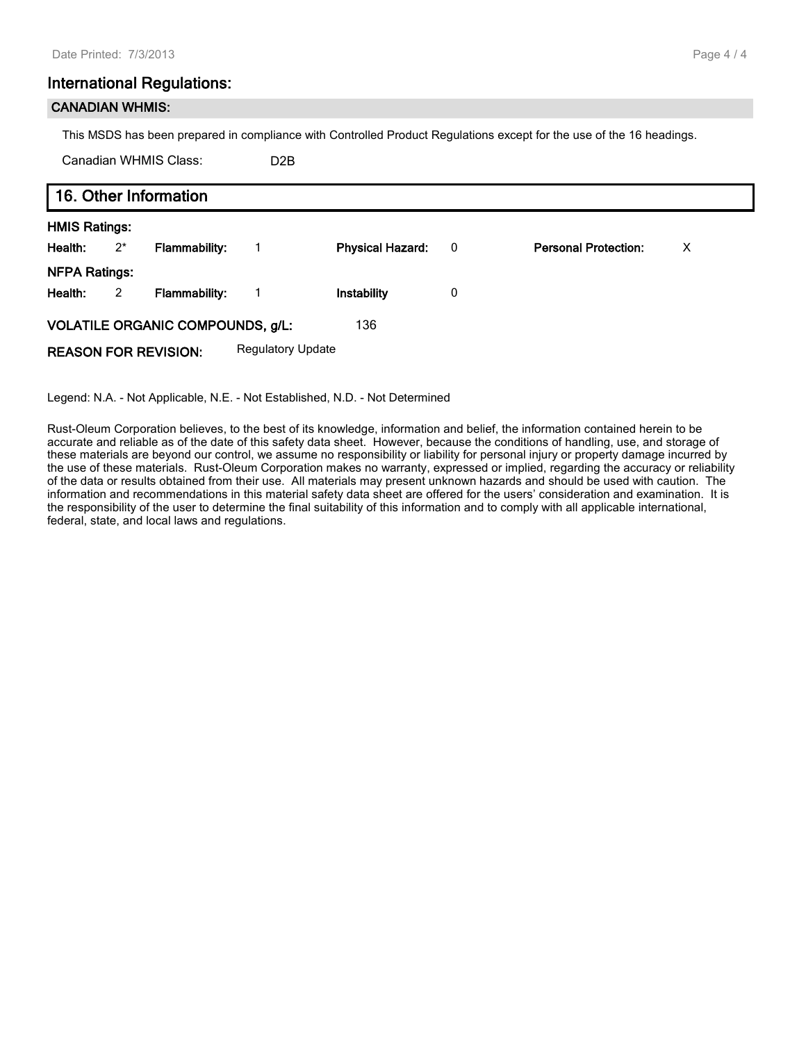## International Regulations:

### CANADIAN WHMIS:

This MSDS has been prepared in compliance with Controlled Product Regulations except for the use of the 16 headings.

Canadian WHMIS Class: D2B

## 16. Other Information

**HMIS Ratings:**

| | | | | | | | |
|---|---|---|---|---|---|---|---|
| **Health:** | 2* | **Flammability:** | 1 | **Physical Hazard:** | 0 | **Personal Protection:** | X |

**NFPA Ratings:**

| | | | | | |
|---|---|---|---|---|---|
| **Health:** | 2 | **Flammability:** | 1 | **Instability** | 0 |

**VOLATILE ORGANIC COMPOUNDS, g/L:** 136

**REASON FOR REVISION:** Regulatory Update

Legend: N.A. - Not Applicable, N.E. - Not Established, N.D. - Not Determined

Rust-Oleum Corporation believes, to the best of its knowledge, information and belief, the information contained herein to be accurate and reliable as of the date of this safety data sheet. However, because the conditions of handling, use, and storage of these materials are beyond our control, we assume no responsibility or liability for personal injury or property damage incurred by the use of these materials. Rust-Oleum Corporation makes no warranty, expressed or implied, regarding the accuracy or reliability of the data or results obtained from their use. All materials may present unknown hazards and should be used with caution. The information and recommendations in this material safety data sheet are offered for the users' consideration and examination. It is the responsibility of the user to determine the final suitability of this information and to comply with all applicable international, federal, state, and local laws and regulations.